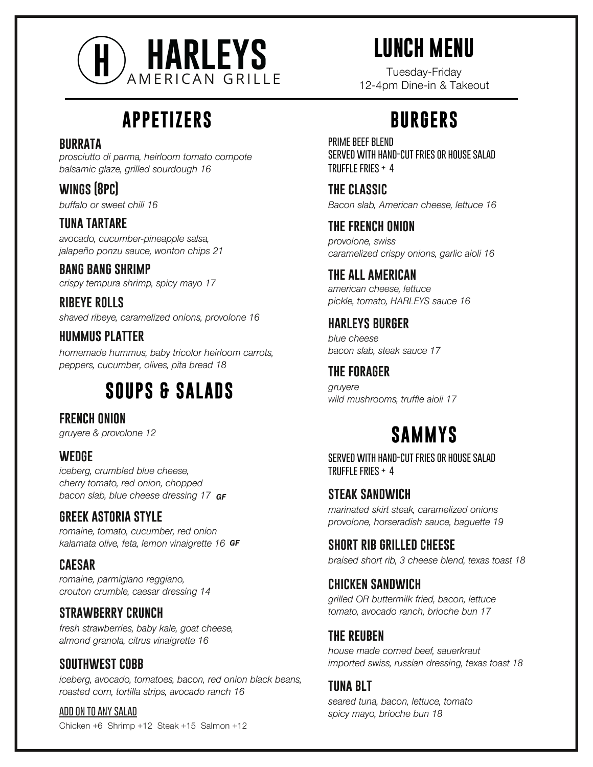# HARLEYS

AMERICAN GRILLE

# LUNCH MENU

Tuesday-Friday
12-4pm Dine-in & Takeout

## APPETIZERS

### BURRATA
*prosciutto di parma, heirloom tomato compote balsamic glaze, grilled sourdough 16*

### WINGS (8PC)
*buffalo or sweet chili 16*

### TUNA TARTARE
*avocado, cucumber-pineapple salsa, jalapeño ponzu sauce, wonton chips 21*

### BANG BANG SHRIMP
*crispy tempura shrimp, spicy mayo 17*

### RIBEYE ROLLS
*shaved ribeye, caramelized onions, provolone 16*

### HUMMUS PLATTER
*homemade hummus, baby tricolor heirloom carrots, peppers, cucumber, olives, pita bread 18*

## SOUPS & SALADS

### FRENCH ONION
*gruyere & provolone 12*

### WEDGE
*iceberg, crumbled blue cheese, cherry tomato, red onion, chopped bacon slab, blue cheese dressing 17* ***GF***

### GREEK ASTORIA STYLE
*romaine, tomato, cucumber, red onion kalamata olive, feta, lemon vinaigrette 16* ***GF***

### CAESAR
*romaine, parmigiano reggiano, crouton crumble, caesar dressing 14*

### STRAWBERRY CRUNCH
*fresh strawberries, baby kale, goat cheese, almond granola, citrus vinaigrette 16*

### SOUTHWEST COBB
*iceberg, avocado, tomatoes, bacon, red onion black beans, roasted corn, tortilla strips, avocado ranch 16*

ADD ON TO ANY SALAD

Chicken +6 Shrimp +12 Steak +15 Salmon +12

## BURGERS

PRIME BEEF BLEND
SERVED WITH HAND-CUT FRIES OR HOUSE SALAD
TRUFFLE FRIES + 4

### THE CLASSIC
*Bacon slab, American cheese, lettuce 16*

### THE FRENCH ONION
*provolone, swiss caramelized crispy onions, garlic aioli 16*

### THE ALL AMERICAN
*american cheese, lettuce pickle, tomato, HARLEYS sauce 16*

### HARLEYS BURGER
*blue cheese bacon slab, steak sauce 17*

### THE FORAGER
*gruyere wild mushrooms, truffle aioli 17*

## SAMMYS

SERVED WITH HAND-CUT FRIES OR HOUSE SALAD
TRUFFLE FRIES + 4

### STEAK SANDWICH
*marinated skirt steak, caramelized onions provolone, horseradish sauce, baguette 19*

### SHORT RIB GRILLED CHEESE
*braised short rib, 3 cheese blend, texas toast 18*

### CHICKEN SANDWICH
*grilled OR buttermilk fried, bacon, lettuce tomato, avocado ranch, brioche bun 17*

### THE REUBEN
*house made corned beef, sauerkraut imported swiss, russian dressing, texas toast 18*

### TUNA BLT
*seared tuna, bacon, lettuce, tomato spicy mayo, brioche bun 18*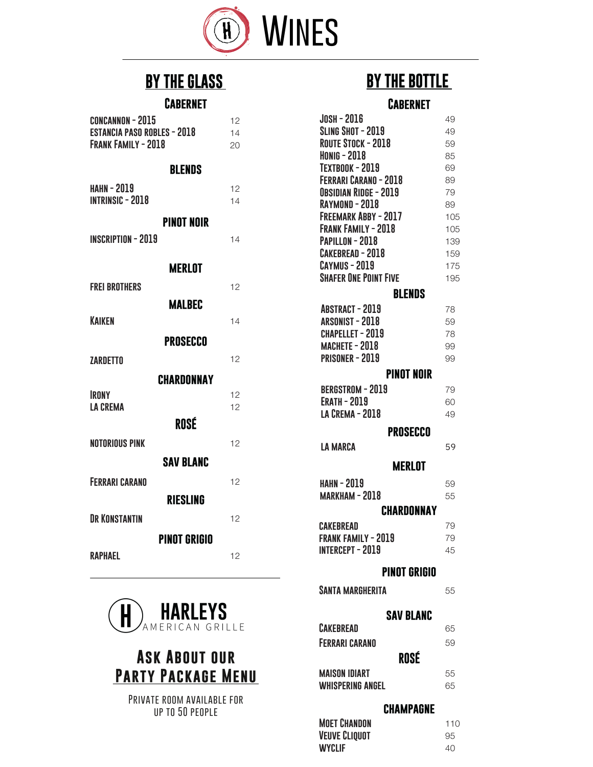# Wines

## By the Glass

### Cabernet

| | |
|---|---|
| Concannon - 2015 | 12 |
| Estancia Paso Robles - 2018 | 14 |
| Frank Family - 2018 | 20 |

### Blends

| | |
|---|---|
| Hahn - 2019 | 12 |
| Intrinsic - 2018 | 14 |

### Pinot Noir

| | |
|---|---|
| Inscription - 2019 | 14 |

### Merlot

| | |
|---|---|
| Frei Brothers | 12 |

### Malbec

| | |
|---|---|
| Kaiken | 14 |

### Prosecco

| | |
|---|---|
| Zardetto | 12 |

### Chardonnay

| | |
|---|---|
| Irony | 12 |
| La Crema | 12 |

### Rosé

| | |
|---|---|
| Notorious Pink | 12 |

### Sav Blanc

| | |
|---|---|
| Ferrari Carano | 12 |

### Riesling

| | |
|---|---|
| Dr Konstantin | 12 |

### Pinot Grigio

| | |
|---|---|
| Raphael | 12 |

## By the Bottle

### Cabernet

| | |
|---|---|
| Josh - 2016 | 49 |
| Sling Shot - 2019 | 49 |
| Route Stock - 2018 | 59 |
| Honig - 2018 | 85 |
| Textbook - 2019 | 69 |
| Ferrari Carano - 2018 | 89 |
| Obsidian Ridge - 2019 | 79 |
| Raymond - 2018 | 89 |
| Freemark Abby - 2017 | 105 |
| Frank Family - 2018 | 105 |
| Papillon - 2018 | 139 |
| Cakebread - 2018 | 159 |
| Caymus - 2019 | 175 |
| Shafer One Point Five | 195 |

### Blends

| | |
|---|---|
| Abstract - 2019 | 78 |
| Arsonist - 2018 | 59 |
| Chapellet - 2019 | 78 |
| Machete - 2018 | 99 |
| Prisoner - 2019 | 99 |

### Pinot Noir

| | |
|---|---|
| Bergstrom - 2019 | 79 |
| Erath - 2019 | 60 |
| La Crema - 2018 | 49 |

### Prosecco

| | |
|---|---|
| La Marca | 59 |

### Merlot

| | |
|---|---|
| Hahn - 2019 | 59 |
| Markham - 2018 | 55 |

### Chardonnay

| | |
|---|---|
| Cakebread | 79 |
| Frank Family - 2019 | 79 |
| Intercept - 2019 | 45 |

### Pinot Grigio

| | |
|---|---|
| Santa Margherita | 55 |

### Sav Blanc

| | |
|---|---|
| Cakebread | 65 |
| Ferrari Carano | 59 |

### Rosé

| | |
|---|---|
| Maison Idiart | 55 |
| Whispering Angel | 65 |

### Champagne

| | |
|---|---|
| Moet Chandon | 110 |
| Veuve Cliquot | 95 |
| Wyclif | 40 |

---

**Harleys**
American Grille

## Ask About Our Party Package Menu

Private room available for up to 50 people